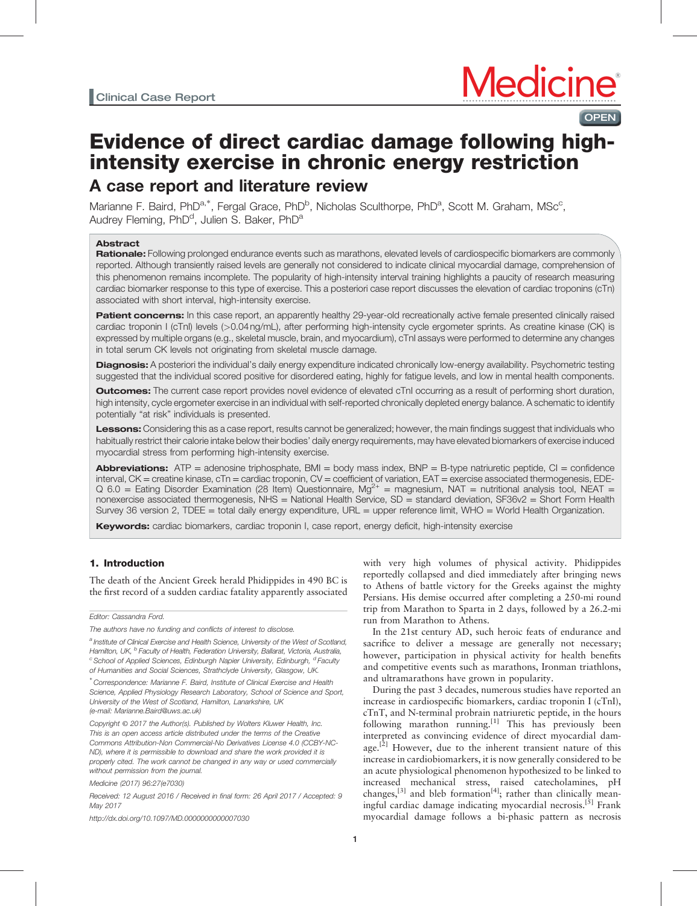Clinical Case Report

# Evidence of direct cardiac damage following high-intensity exercise in chronic energy restriction

## A case report and literature review

Marianne F. Baird, PhD[a,*], Fergal Grace, PhD[b], Nicholas Sculthorpe, PhD[a], Scott M. Graham, MSc[c], Audrey Fleming, PhD[d], Julien S. Baker, PhD[a]

### Abstract

**Rationale:** Following prolonged endurance events such as marathons, elevated levels of cardiospecific biomarkers are commonly reported. Although transiently raised levels are generally not considered to indicate clinical myocardial damage, comprehension of this phenomenon remains incomplete. The popularity of high-intensity interval training highlights a paucity of research measuring cardiac biomarker response to this type of exercise. This a posteriori case report discusses the elevation of cardiac troponins (cTn) associated with short interval, high-intensity exercise.

**Patient concerns:** In this case report, an apparently healthy 29-year-old recreationally active female presented clinically raised cardiac troponin I (cTnI) levels (>0.04 ng/mL), after performing high-intensity cycle ergometer sprints. As creatine kinase (CK) is expressed by multiple organs (e.g., skeletal muscle, brain, and myocardium), cTnI assays were performed to determine any changes in total serum CK levels not originating from skeletal muscle damage.

**Diagnosis:** A posteriori the individual's daily energy expenditure indicated chronically low-energy availability. Psychometric testing suggested that the individual scored positive for disordered eating, highly for fatigue levels, and low in mental health components.

**Outcomes:** The current case report provides novel evidence of elevated cTnI occurring as a result of performing short duration, high intensity, cycle ergometer exercise in an individual with self-reported chronically depleted energy balance. A schematic to identify potentially "at risk" individuals is presented.

**Lessons:** Considering this as a case report, results cannot be generalized; however, the main findings suggest that individuals who habitually restrict their calorie intake below their bodies' daily energy requirements, may have elevated biomarkers of exercise induced myocardial stress from performing high-intensity exercise.

**Abbreviations:** ATP = adenosine triphosphate, BMI = body mass index, BNP = B-type natriuretic peptide, CI = confidence interval, CK = creatine kinase, cTn = cardiac troponin, CV = coefficient of variation, EAT = exercise associated thermogenesis, EDE-Q 6.0 = Eating Disorder Examination (28 Item) Questionnaire, $Mg^{2+}$ = magnesium, NAT = nutritional analysis tool, NEAT = nonexercise associated thermogenesis, NHS = National Health Service, SD = standard deviation, SF36v2 = Short Form Health Survey 36 version 2, TDEE = total daily energy expenditure, URL = upper reference limit, WHO = World Health Organization.

**Keywords:** cardiac biomarkers, cardiac troponin I, case report, energy deficit, high-intensity exercise

## 1. Introduction

The death of the Ancient Greek herald Phidippides in 490 BC is the first record of a sudden cardiac fatality apparently associated with very high volumes of physical activity. Phidippides reportedly collapsed and died immediately after bringing news to Athens of battle victory for the Greeks against the mighty Persians. His demise occurred after completing a 250-mi round trip from Marathon to Sparta in 2 days, followed by a 26.2-mi run from Marathon to Athens.

In the 21st century AD, such heroic feats of endurance and sacrifice to deliver a message are generally not necessary; however, participation in physical activity for health benefits and competitive events such as marathons, Ironman triathlons, and ultramarathons have grown in popularity.

During the past 3 decades, numerous studies have reported an increase in cardiospecific biomarkers, cardiac troponin I (cTnI), cTnT, and N-terminal probrain natriuretic peptide, in the hours following marathon running.[1] This has previously been interpreted as convincing evidence of direct myocardial damage.[2] However, due to the inherent transient nature of this increase in cardiobiomarkers, it is now generally considered to be an acute physiological phenomenon hypothesized to be linked to increased mechanical stress, raised catecholamines, pH changes,[3] and bleb formation[4]; rather than clinically meaningful cardiac damage indicating myocardial necrosis.[5] Frank myocardial damage follows a bi-phasic pattern as necrosis

---

Editor: Cassandra Ford.

The authors have no funding and conflicts of interest to disclose.

[a] Institute of Clinical Exercise and Health Science, University of the West of Scotland, Hamilton, UK, [b] Faculty of Health, Federation University, Ballarat, Victoria, Australia, [c] School of Applied Sciences, Edinburgh Napier University, Edinburgh, [d] Faculty of Humanities and Social Sciences, Strathclyde University, Glasgow, UK.

[*] Correspondence: Marianne F. Baird, Institute of Clinical Exercise and Health Science, Applied Physiology Research Laboratory, School of Science and Sport, University of the West of Scotland, Hamilton, Lanarkshire, UK (e-mail: Marianne.Baird@uws.ac.uk)

Copyright © 2017 the Author(s). Published by Wolters Kluwer Health, Inc. This is an open access article distributed under the terms of the Creative Commons Attribution-Non Commercial-No Derivatives License 4.0 (CCBY-NC-ND), where it is permissible to download and share the work provided it is properly cited. The work cannot be changed in any way or used commercially without permission from the journal.

Medicine (2017) 96:27(e7030)

Received: 12 August 2016 / Received in final form: 26 April 2017 / Accepted: 9 May 2017

http://dx.doi.org/10.1097/MD.0000000000007030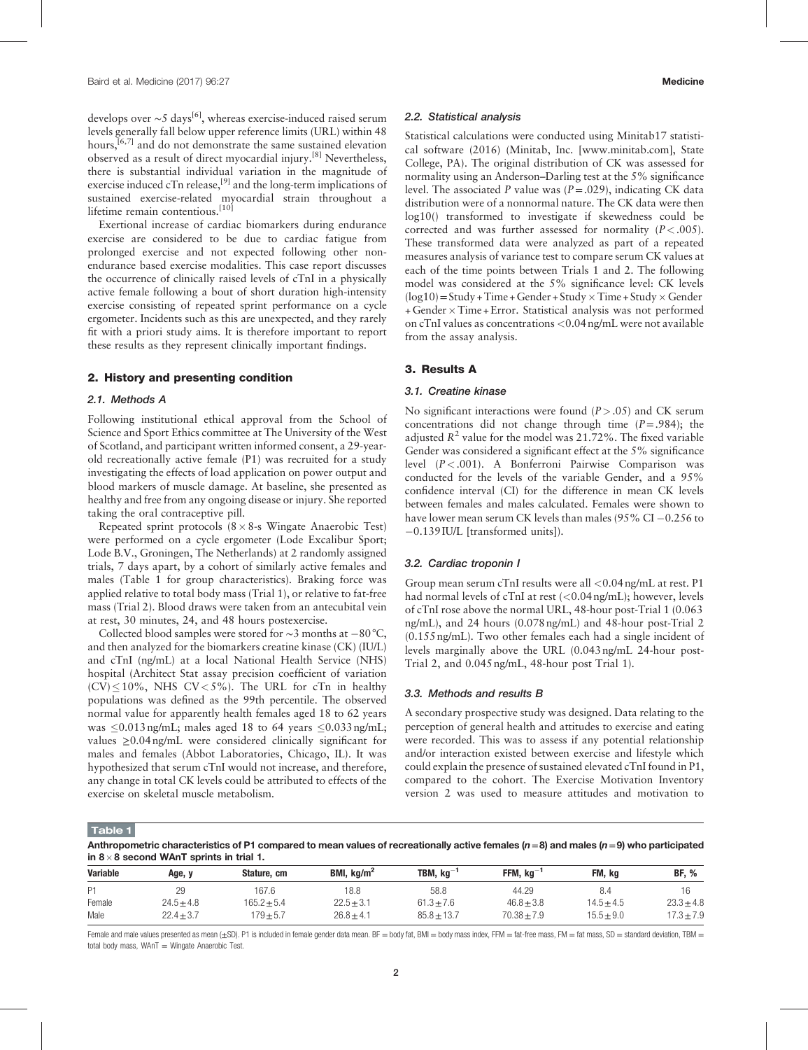develops over ∼5 days[6], whereas exercise-induced raised serum levels generally fall below upper reference limits (URL) within 48 hours,[6,7] and do not demonstrate the same sustained elevation observed as a result of direct myocardial injury.[8] Nevertheless, there is substantial individual variation in the magnitude of exercise induced cTn release,[9] and the long-term implications of sustained exercise-related myocardial strain throughout a lifetime remain contentious.[10]

Exertional increase of cardiac biomarkers during endurance exercise are considered to be due to cardiac fatigue from prolonged exercise and not expected following other non-endurance based exercise modalities. This case report discusses the occurrence of clinically raised levels of cTnI in a physically active female following a bout of short duration high-intensity exercise consisting of repeated sprint performance on a cycle ergometer. Incidents such as this are unexpected, and they rarely fit with a priori study aims. It is therefore important to report these results as they represent clinically important findings.

## 2. History and presenting condition

### 2.1. Methods A

Following institutional ethical approval from the School of Science and Sport Ethics committee at The University of the West of Scotland, and participant written informed consent, a 29-year-old recreationally active female (P1) was recruited for a study investigating the effects of load application on power output and blood markers of muscle damage. At baseline, she presented as healthy and free from any ongoing disease or injury. She reported taking the oral contraceptive pill.

Repeated sprint protocols (8 × 8-s Wingate Anaerobic Test) were performed on a cycle ergometer (Lode Excalibur Sport; Lode B.V., Groningen, The Netherlands) at 2 randomly assigned trials, 7 days apart, by a cohort of similarly active females and males (Table 1 for group characteristics). Braking force was applied relative to total body mass (Trial 1), or relative to fat-free mass (Trial 2). Blood draws were taken from an antecubital vein at rest, 30 minutes, 24, and 48 hours postexercise.

Collected blood samples were stored for ∼3 months at −80 °C, and then analyzed for the biomarkers creatine kinase (CK) (IU/L) and cTnI (ng/mL) at a local National Health Service (NHS) hospital (Architect Stat assay precision coefficient of variation (CV) ≤ 10%, NHS CV < 5%). The URL for cTn in healthy populations was defined as the 99th percentile. The observed normal value for apparently health females aged 18 to 62 years was ≤0.013 ng/mL; males aged 18 to 64 years ≤0.033 ng/mL; values ≥0.04 ng/mL were considered clinically significant for males and females (Abbot Laboratories, Chicago, IL). It was hypothesized that serum cTnI would not increase, and therefore, any change in total CK levels could be attributed to effects of the exercise on skeletal muscle metabolism.

### 2.2. Statistical analysis

Statistical calculations were conducted using Minitab17 statistical software (2016) (Minitab, Inc. [www.minitab.com], State College, PA). The original distribution of CK was assessed for normality using an Anderson–Darling test at the 5% significance level. The associated *P* value was ($P = .029$), indicating CK data distribution were of a nonnormal nature. The CK data were then log10() transformed to investigate if skewedness could be corrected and was further assessed for normality ($P < .005$). These transformed data were analyzed as part of a repeated measures analysis of variance test to compare serum CK values at each of the time points between Trials 1 and 2. The following model was considered at the 5% significance level: CK levels (log10) = Study + Time + Gender + Study × Time + Study × Gender + Gender × Time + Error. Statistical analysis was not performed on cTnI values as concentrations <0.04 ng/mL were not available from the assay analysis.

## 3. Results A

### 3.1. Creatine kinase

No significant interactions were found ($P > .05$) and CK serum concentrations did not change through time ($P = .984$); the adjusted $R^2$ value for the model was 21.72%. The fixed variable Gender was considered a significant effect at the 5% significance level ($P < .001$). A Bonferroni Pairwise Comparison was conducted for the levels of the variable Gender, and a 95% confidence interval (CI) for the difference in mean CK levels between females and males calculated. Females were shown to have lower mean serum CK levels than males (95% CI −0.256 to −0.139 IU/L [transformed units]).

### 3.2. Cardiac troponin I

Group mean serum cTnI results were all <0.04 ng/mL at rest. P1 had normal levels of cTnI at rest (<0.04 ng/mL); however, levels of cTnI rose above the normal URL, 48-hour post-Trial 1 (0.063 ng/mL), and 24 hours (0.078 ng/mL) and 48-hour post-Trial 2 (0.155 ng/mL). Two other females each had a single incident of levels marginally above the URL (0.043 ng/mL 24-hour post-Trial 2, and 0.045 ng/mL, 48-hour post Trial 1).

### 3.3. Methods and results B

A secondary prospective study was designed. Data relating to the perception of general health and attitudes to exercise and eating were recorded. This was to assess if any potential relationship and/or interaction existed between exercise and lifestyle which could explain the presence of sustained elevated cTnI found in P1, compared to the cohort. The Exercise Motivation Inventory version 2 was used to measure attitudes and motivation to

**Table 1**

**Anthropometric characteristics of P1 compared to mean values of recreationally active females ($n = 8$) and males ($n = 9$) who participated in 8 × 8 second WAnT sprints in trial 1.**

| Variable | Age, y | Stature, cm | BMI, kg/m$^2$ | TBM, kg$^{-1}$ | FFM, kg$^{-1}$ | FM, kg | BF, % |
|---|---|---|---|---|---|---|---|
| P1 | 29 | 167.6 | 18.8 | 58.8 | 44.29 | 8.4 | 16 |
| Female | 24.5 ± 4.8 | 165.2 ± 5.4 | 22.5 ± 3.1 | 61.3 ± 7.6 | 46.8 ± 3.8 | 14.5 ± 4.5 | 23.3 ± 4.8 |
| Male | 22.4 ± 3.7 | 179 ± 5.7 | 26.8 ± 4.1 | 85.8 ± 13.7 | 70.38 ± 7.9 | 15.5 ± 9.0 | 17.3 ± 7.9 |

Female and male values presented as mean (±SD). P1 is included in female gender data mean. BF = body fat, BMI = body mass index, FFM = fat-free mass, FM = fat mass, SD = standard deviation, TBM = total body mass, WAnT = Wingate Anaerobic Test.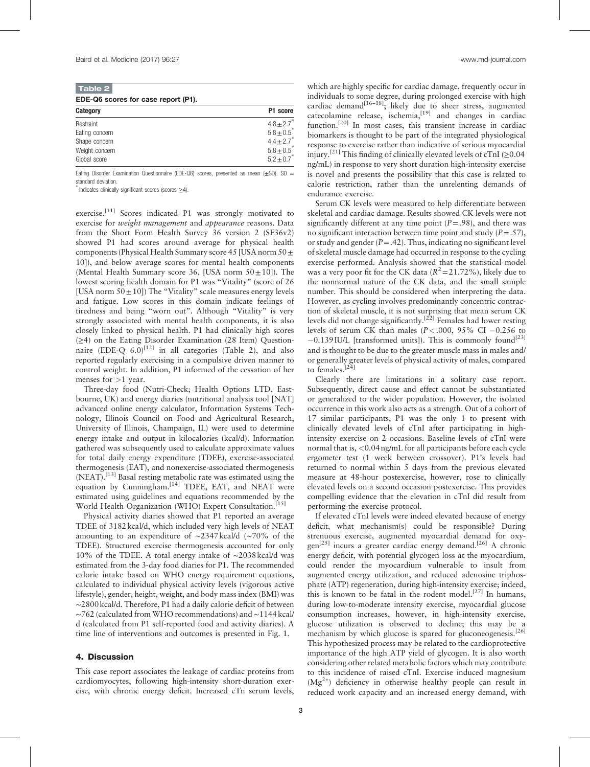**Table 2**

**EDE-Q6 scores for case report (P1).**

| Category | P1 score |
|---|---|
| Restraint | $4.8 \pm 2.7^*$ |
| Eating concern | $5.8 \pm 0.5^*$ |
| Shape concern | $4.4 \pm 2.7^*$ |
| Weight concern | $5.8 \pm 0.5^*$ |
| Global score | $5.2 \pm 0.7^*$ |

Eating Disorder Examination Questionnaire (EDE-Q6) scores, presented as mean (±SD). SD = standard deviation.

* Indicates clinically significant scores (scores ≥4).

exercise.[11] Scores indicated P1 was strongly motivated to exercise for *weight management* and *appearance* reasons. Data from the Short Form Health Survey 36 version 2 (SF36v2) showed P1 had scores around average for physical health components (Physical Health Summary score 45 [USA norm 50 ± 10]), and below average scores for mental health components (Mental Health Summary score 36, [USA norm 50 ± 10]). The lowest scoring health domain for P1 was "Vitality" (score of 26 [USA norm 50 ± 10]) The "Vitality" scale measures energy levels and fatigue. Low scores in this domain indicate feelings of tiredness and being "worn out". Although "Vitality" is very strongly associated with mental health components, it is also closely linked to physical health. P1 had clinically high scores (≥4) on the Eating Disorder Examination (28 Item) Questionnaire (EDE-Q 6.0)[12] in all categories (Table 2), and also reported regularly exercising in a compulsive driven manner to control weight. In addition, P1 informed of the cessation of her menses for >1 year.

Three-day food (Nutri-Check; Health Options LTD, Eastbourne, UK) and energy diaries (nutritional analysis tool [NAT] advanced online energy calculator, Information Systems Technology, Illinois Council on Food and Agricultural Research, University of Illinois, Champaign, IL) were used to determine energy intake and output in kilocalories (kcal/d). Information gathered was subsequently used to calculate approximate values for total daily energy expenditure (TDEE), exercise-associated thermogenesis (EAT), and nonexercise-associated thermogenesis (NEAT).[13] Basal resting metabolic rate was estimated using the equation by Cunningham.[14] TDEE, EAT, and NEAT were estimated using guidelines and equations recommended by the World Health Organization (WHO) Expert Consultation.[15]

Physical activity diaries showed that P1 reported an average TDEE of 3182 kcal/d, which included very high levels of NEAT amounting to an expenditure of ~2347 kcal/d (~70% of the TDEE). Structured exercise thermogenesis accounted for only 10% of the TDEE. A total energy intake of ~2038 kcal/d was estimated from the 3-day food diaries for P1. The recommended calorie intake based on WHO energy requirement equations, calculated to individual physical activity levels (vigorous active lifestyle), gender, height, weight, and body mass index (BMI) was ~2800 kcal/d. Therefore, P1 had a daily calorie deficit of between ~762 (calculated from WHO recommendations) and ~1144 kcal/d (calculated from P1 self-reported food and activity diaries). A time line of interventions and outcomes is presented in Fig. 1.

## 4. Discussion

This case report associates the leakage of cardiac proteins from cardiomyocytes, following high-intensity short-duration exercise, with chronic energy deficit. Increased cTn serum levels, which are highly specific for cardiac damage, frequently occur in individuals to some degree, during prolonged exercise with high cardiac demand[16–18]; likely due to sheer stress, augmented catecolamine release, ischemia,[19] and changes in cardiac function.[20] In most cases, this transient increase in cardiac biomarkers is thought to be part of the integrated physiological response to exercise rather than indicative of serious myocardial injury.[21] This finding of clinically elevated levels of cTnI (≥0.04 ng/mL) in response to very short duration high-intensity exercise is novel and presents the possibility that this case is related to calorie restriction, rather than the unrelenting demands of endurance exercise.

Serum CK levels were measured to help differentiate between skeletal and cardiac damage. Results showed CK levels were not significantly different at any time point ($P = .98$), and there was no significant interaction between time point and study ($P = .57$), or study and gender ($P = .42$). Thus, indicating no significant level of skeletal muscle damage had occurred in response to the cycling exercise performed. Analysis showed that the statistical model was a very poor fit for the CK data ($R^2 = 21.72\%$), likely due to the nonnormal nature of the CK data, and the small sample number. This should be considered when interpreting the data. However, as cycling involves predominantly concentric contraction of skeletal muscle, it is not surprising that mean serum CK levels did not change significantly.[22] Females had lower resting levels of serum CK than males ($P < .000$, 95% CI −0.256 to −0.139 IU/L [transformed units]). This is commonly found[23] and is thought to be due to the greater muscle mass in males and/or generally greater levels of physical activity of males, compared to females.[24]

Clearly there are limitations in a solitary case report. Subsequently, direct cause and effect cannot be substantiated or generalized to the wider population. However, the isolated occurrence in this work also acts as a strength. Out of a cohort of 17 similar participants, P1 was the only 1 to present with clinically elevated levels of cTnI after participating in high-intensity exercise on 2 occasions. Baseline levels of cTnI were normal that is, <0.04 ng/mL for all participants before each cycle ergometer test (1 week between crossover). P1's levels had returned to normal within 5 days from the previous elevated measure at 48-hour postexercise, however, rose to clinically elevated levels on a second occasion postexercise. This provides compelling evidence that the elevation in cTnI did result from performing the exercise protocol.

If elevated cTnI levels were indeed elevated because of energy deficit, what mechanism(s) could be responsible? During strenuous exercise, augmented myocardial demand for oxygen[25] incurs a greater cardiac energy demand.[26] A chronic energy deficit, with potential glycogen loss at the myocardium, could render the myocardium vulnerable to insult from augmented energy utilization, and reduced adenosine triphosphate (ATP) regeneration, during high-intensity exercise; indeed, this is known to be fatal in the rodent model.[27] In humans, during low-to-moderate intensity exercise, myocardial glucose consumption increases, however, in high-intensity exercise, glucose utilization is observed to decline; this may be a mechanism by which glucose is spared for gluconeogenesis.[26] This hypothesized process may be related to the cardioprotective importance of the high ATP yield of glycogen. It is also worth considering other related metabolic factors which may contribute to this incidence of raised cTnI. Exercise induced magnesium ($Mg^{2+}$) deficiency in otherwise healthy people can result in reduced work capacity and an increased energy demand, with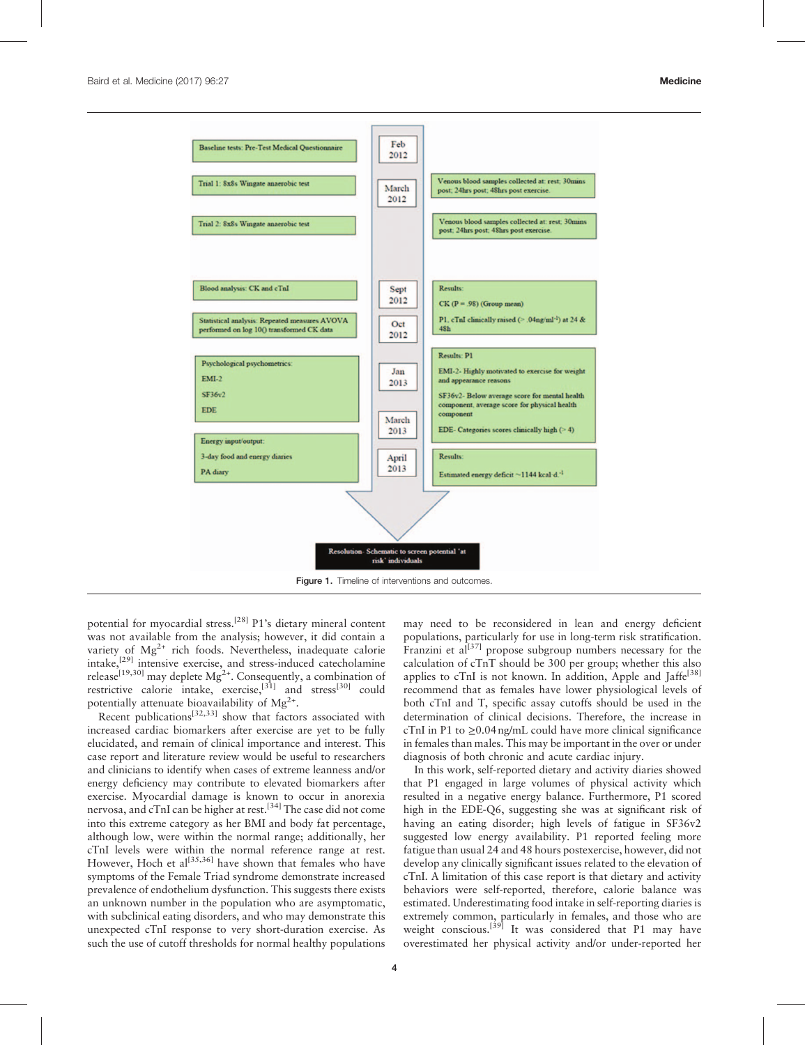| Baseline tests: Pre-Test Medical Questionnaire | Feb 2012 | |
|---|---|---|
| Trial 1: 8x8s Wingate anaerobic test | March 2012 | Venous blood samples collected at: rest; 30mins post; 24hrs post; 48hrs post exercise. |
| Trial 2: 8x8s Wingate anaerobic test | | Venous blood samples collected at: rest; 30mins post; 24hrs post; 48hrs post exercise. |
| Blood analysis: CK and cTnI | Sept 2012 | Results: CK (P = .98) (Group mean) P1, cTnI clinically raised (> .04ng/ml$^{-1}$) at 24 & 48h |
| Statistical analysis: Repeated measures AVOVA performed on log 10() transformed CK data | Oct 2012 | |
| Psychological psychometrics: EMI-2 SF36v2 EDE | Jan 2013 | Results: P1 EMI-2- Highly motivated to exercise for weight and appearance reasons SF36v2- Below average score for mental health component, average score for physical health component EDE- Categories scores clinically high (> 4) |
| Energy input/output: 3-day food and energy diaries PA diary | March 2013 | |
| | April 2013 | Results: Estimated energy deficit ~1144 kcal d$^{-1}$ |

Resolution- Schematic to screen potential 'at risk' individuals

Figure 1. Timeline of interventions and outcomes.

potential for myocardial stress.[28] P1's dietary mineral content was not available from the analysis; however, it did contain a variety of $Mg^{2+}$ rich foods. Nevertheless, inadequate calorie intake,[29] intensive exercise, and stress-induced catecholamine release[19,30] may deplete $Mg^{2+}$. Consequently, a combination of restrictive calorie intake, exercise,[31] and stress[30] could potentially attenuate bioavailability of $Mg^{2+}$.

Recent publications[32,33] show that factors associated with increased cardiac biomarkers after exercise are yet to be fully elucidated, and remain of clinical importance and interest. This case report and literature review would be useful to researchers and clinicians to identify when cases of extreme leanness and/or energy deficiency may contribute to elevated biomarkers after exercise. Myocardial damage is known to occur in anorexia nervosa, and cTnI can be higher at rest.[34] The case did not come into this extreme category as her BMI and body fat percentage, although low, were within the normal range; additionally, her cTnI levels were within the normal reference range at rest. However, Hoch et al[35,36] have shown that females who have symptoms of the Female Triad syndrome demonstrate increased prevalence of endothelium dysfunction. This suggests there exists an unknown number in the population who are asymptomatic, with subclinical eating disorders, and who may demonstrate this unexpected cTnI response to very short-duration exercise. As such the use of cutoff thresholds for normal healthy populations may need to be reconsidered in lean and energy deficient populations, particularly for use in long-term risk stratification. Franzini et al[37] propose subgroup numbers necessary for the calculation of cTnT should be 300 per group; whether this also applies to cTnI is not known. In addition, Apple and Jaffe[38] recommend that as females have lower physiological levels of both cTnI and T, specific assay cutoffs should be used in the determination of clinical decisions. Therefore, the increase in cTnI in P1 to ≥0.04 ng/mL could have more clinical significance in females than males. This may be important in the over or under diagnosis of both chronic and acute cardiac injury.

In this work, self-reported dietary and activity diaries showed that P1 engaged in large volumes of physical activity which resulted in a negative energy balance. Furthermore, P1 scored high in the EDE-Q6, suggesting she was at significant risk of having an eating disorder; high levels of fatigue in SF36v2 suggested low energy availability. P1 reported feeling more fatigue than usual 24 and 48 hours postexercise, however, did not develop any clinically significant issues related to the elevation of cTnI. A limitation of this case report is that dietary and activity behaviors were self-reported, therefore, calorie balance was estimated. Underestimating food intake in self-reporting diaries is extremely common, particularly in females, and those who are weight conscious.[39] It was considered that P1 may have overestimated her physical activity and/or under-reported her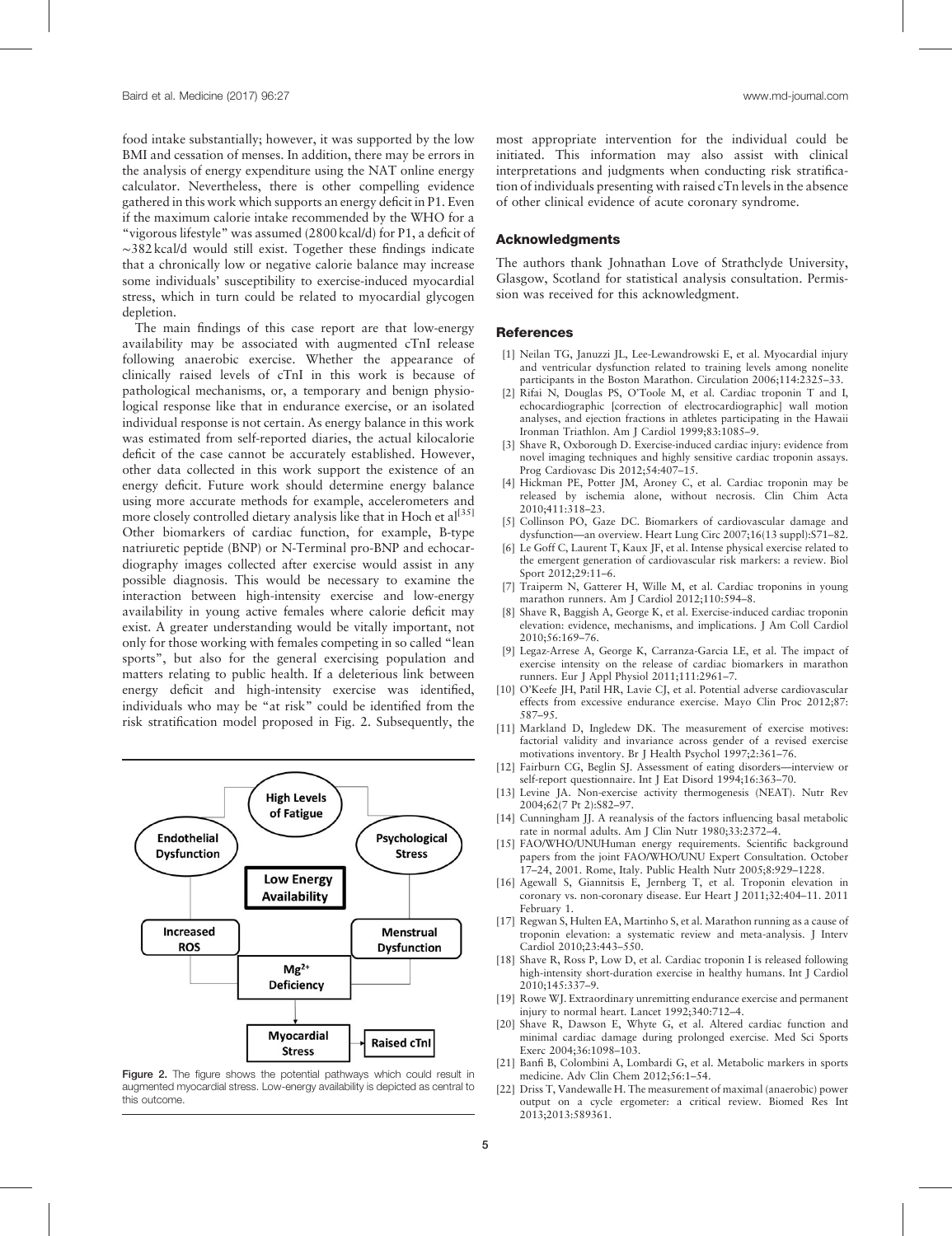food intake substantially; however, it was supported by the low BMI and cessation of menses. In addition, there may be errors in the analysis of energy expenditure using the NAT online energy calculator. Nevertheless, there is other compelling evidence gathered in this work which supports an energy deficit in P1. Even if the maximum calorie intake recommended by the WHO for a "vigorous lifestyle" was assumed (2800 kcal/d) for P1, a deficit of ~382 kcal/d would still exist. Together these findings indicate that a chronically low or negative calorie balance may increase some individuals' susceptibility to exercise-induced myocardial stress, which in turn could be related to myocardial glycogen depletion.

The main findings of this case report are that low-energy availability may be associated with augmented cTnI release following anaerobic exercise. Whether the appearance of clinically raised levels of cTnI in this work is because of pathological mechanisms, or, a temporary and benign physiological response like that in endurance exercise, or an isolated individual response is not certain. As energy balance in this work was estimated from self-reported diaries, the actual kilocalorie deficit of the case cannot be accurately established. However, other data collected in this work support the existence of an energy deficit. Future work should determine energy balance using more accurate methods for example, accelerometers and more closely controlled dietary analysis like that in Hoch et al[35] Other biomarkers of cardiac function, for example, B-type natriuretic peptide (BNP) or N-Terminal pro-BNP and echocardiography images collected after exercise would assist in any possible diagnosis. This would be necessary to examine the interaction between high-intensity exercise and low-energy availability in young active females where calorie deficit may exist. A greater understanding would be vitally important, not only for those working with females competing in so called "lean sports", but also for the general exercising population and matters relating to public health. If a deleterious link between energy deficit and high-intensity exercise was identified, individuals who may be "at risk" could be identified from the risk stratification model proposed in Fig. 2. Subsequently, the most appropriate intervention for the individual could be initiated. This information may also assist with clinical interpretations and judgments when conducting risk stratification of individuals presenting with raised cTn levels in the absence of other clinical evidence of acute coronary syndrome.

Figure 2. The figure shows the potential pathways which could result in augmented myocardial stress. Low-energy availability is depicted as central to this outcome.

## Acknowledgments

The authors thank Johnathan Love of Strathclyde University, Glasgow, Scotland for statistical analysis consultation. Permission was received for this acknowledgment.

## References

[1] Neilan TG, Januzzi JL, Lee-Lewandrowski E, et al. Myocardial injury and ventricular dysfunction related to training levels among nonelite participants in the Boston Marathon. Circulation 2006;114:2325–33.

[2] Rifai N, Douglas PS, O'Toole M, et al. Cardiac troponin T and I, echocardiographic [correction of electrocardiographic] wall motion analyses, and ejection fractions in athletes participating in the Hawaii Ironman Triathlon. Am J Cardiol 1999;83:1085–9.

[3] Shave R, Oxborough D. Exercise-induced cardiac injury: evidence from novel imaging techniques and highly sensitive cardiac troponin assays. Prog Cardiovasc Dis 2012;54:407–15.

[4] Hickman PE, Potter JM, Aroney C, et al. Cardiac troponin may be released by ischemia alone, without necrosis. Clin Chim Acta 2010;411:318–23.

[5] Collinson PO, Gaze DC. Biomarkers of cardiovascular damage and dysfunction—an overview. Heart Lung Circ 2007;16(13 suppl):S71–82.

[6] Le Goff C, Laurent T, Kaux JF, et al. Intense physical exercise related to the emergent generation of cardiovascular risk markers: a review. Biol Sport 2012;29:11–6.

[7] Traiperm N, Gatterer H, Wille M, et al. Cardiac troponins in young marathon runners. Am J Cardiol 2012;110:594–8.

[8] Shave R, Baggish A, George K, et al. Exercise-induced cardiac troponin elevation: evidence, mechanisms, and implications. J Am Coll Cardiol 2010;56:169–76.

[9] Legaz-Arrese A, George K, Carranza-Garcia LE, et al. The impact of exercise intensity on the release of cardiac biomarkers in marathon runners. Eur J Appl Physiol 2011;111:2961–7.

[10] O'Keefe JH, Patil HR, Lavie CJ, et al. Potential adverse cardiovascular effects from excessive endurance exercise. Mayo Clin Proc 2012;87:587–95.

[11] Markland D, Ingledew DK. The measurement of exercise motives: factorial validity and invariance across gender of a revised exercise motivations inventory. Br J Health Psychol 1997;2:361–76.

[12] Fairburn CG, Beglin SJ. Assessment of eating disorders—interview or self-report questionnaire. Int J Eat Disord 1994;16:363–70.

[13] Levine JA. Non-exercise activity thermogenesis (NEAT). Nutr Rev 2004;62(7 Pt 2):S82–97.

[14] Cunningham JJ. A reanalysis of the factors influencing basal metabolic rate in normal adults. Am J Clin Nutr 1980;33:2372–4.

[15] FAO/WHO/UNUHuman energy requirements. Scientific background papers from the joint FAO/WHO/UNU Expert Consultation. October 17–24, 2001. Rome, Italy. Public Health Nutr 2005;8:929–1228.

[16] Agewall S, Giannitsis E, Jernberg T, et al. Troponin elevation in coronary vs. non-coronary disease. Eur Heart J 2011;32:404–11. 2011 February 1.

[17] Regwan S, Hulten EA, Martinho S, et al. Marathon running as a cause of troponin elevation: a systematic review and meta-analysis. J Interv Cardiol 2010;23:443–550.

[18] Shave R, Ross P, Low D, et al. Cardiac troponin I is released following high-intensity short-duration exercise in healthy humans. Int J Cardiol 2010;145:337–9.

[19] Rowe WJ. Extraordinary unremitting endurance exercise and permanent injury to normal heart. Lancet 1992;340:712–4.

[20] Shave R, Dawson E, Whyte G, et al. Altered cardiac function and minimal cardiac damage during prolonged exercise. Med Sci Sports Exerc 2004;36:1098–103.

[21] Banfi B, Colombini A, Lombardi G, et al. Metabolic markers in sports medicine. Adv Clin Chem 2012;56:1–54.

[22] Driss T, Vandewalle H. The measurement of maximal (anaerobic) power output on a cycle ergometer: a critical review. Biomed Res Int 2013;2013:589361.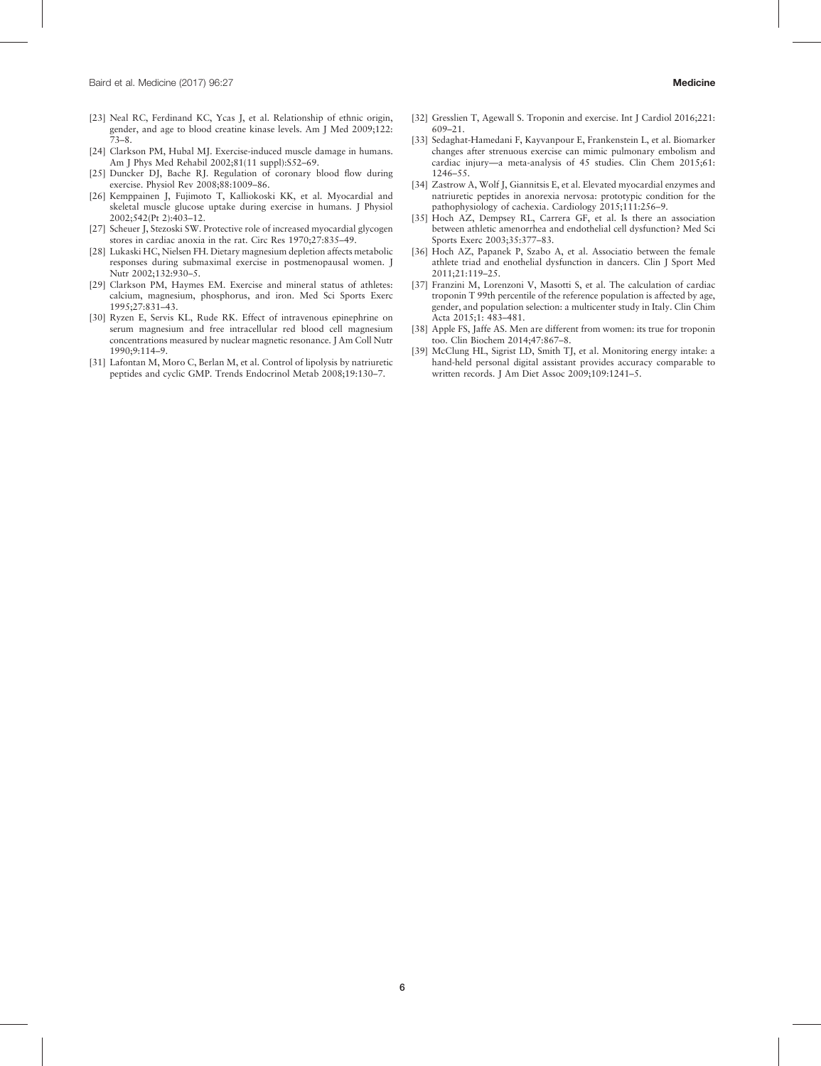[23] Neal RC, Ferdinand KC, Ycas J, et al. Relationship of ethnic origin, gender, and age to blood creatine kinase levels. Am J Med 2009;122: 73–8.

[24] Clarkson PM, Hubal MJ. Exercise-induced muscle damage in humans. Am J Phys Med Rehabil 2002;81(11 suppl):S52–69.

[25] Duncker DJ, Bache RJ. Regulation of coronary blood flow during exercise. Physiol Rev 2008;88:1009–86.

[26] Kemppainen J, Fujimoto T, Kalliokoski KK, et al. Myocardial and skeletal muscle glucose uptake during exercise in humans. J Physiol 2002;542(Pt 2):403–12.

[27] Scheuer J, Stezoski SW. Protective role of increased myocardial glycogen stores in cardiac anoxia in the rat. Circ Res 1970;27:835–49.

[28] Lukaski HC, Nielsen FH. Dietary magnesium depletion affects metabolic responses during submaximal exercise in postmenopausal women. J Nutr 2002;132:930–5.

[29] Clarkson PM, Haymes EM. Exercise and mineral status of athletes: calcium, magnesium, phosphorus, and iron. Med Sci Sports Exerc 1995;27:831–43.

[30] Ryzen E, Servis KL, Rude RK. Effect of intravenous epinephrine on serum magnesium and free intracellular red blood cell magnesium concentrations measured by nuclear magnetic resonance. J Am Coll Nutr 1990;9:114–9.

[31] Lafontan M, Moro C, Berlan M, et al. Control of lipolysis by natriuretic peptides and cyclic GMP. Trends Endocrinol Metab 2008;19:130–7.

[32] Gresslien T, Agewall S. Troponin and exercise. Int J Cardiol 2016;221: 609–21.

[33] Sedaghat-Hamedani F, Kayvanpour E, Frankenstein L, et al. Biomarker changes after strenuous exercise can mimic pulmonary embolism and cardiac injury—a meta-analysis of 45 studies. Clin Chem 2015;61: 1246–55.

[34] Zastrow A, Wolf J, Giannitsis E, et al. Elevated myocardial enzymes and natriuretic peptides in anorexia nervosa: prototypic condition for the pathophysiology of cachexia. Cardiology 2015;111:256–9.

[35] Hoch AZ, Dempsey RL, Carrera GF, et al. Is there an association between athletic amenorrhea and endothelial cell dysfunction? Med Sci Sports Exerc 2003;35:377–83.

[36] Hoch AZ, Papanek P, Szabo A, et al. Associatio between the female athlete triad and enothelial dysfunction in dancers. Clin J Sport Med 2011;21:119–25.

[37] Franzini M, Lorenzoni V, Masotti S, et al. The calculation of cardiac troponin T 99th percentile of the reference population is affected by age, gender, and population selection: a multicenter study in Italy. Clin Chim Acta 2015;1: 483–481.

[38] Apple FS, Jaffe AS. Men are different from women: its true for troponin too. Clin Biochem 2014;47:867–8.

[39] McClung HL, Sigrist LD, Smith TJ, et al. Monitoring energy intake: a hand-held personal digital assistant provides accuracy comparable to written records. J Am Diet Assoc 2009;109:1241–5.